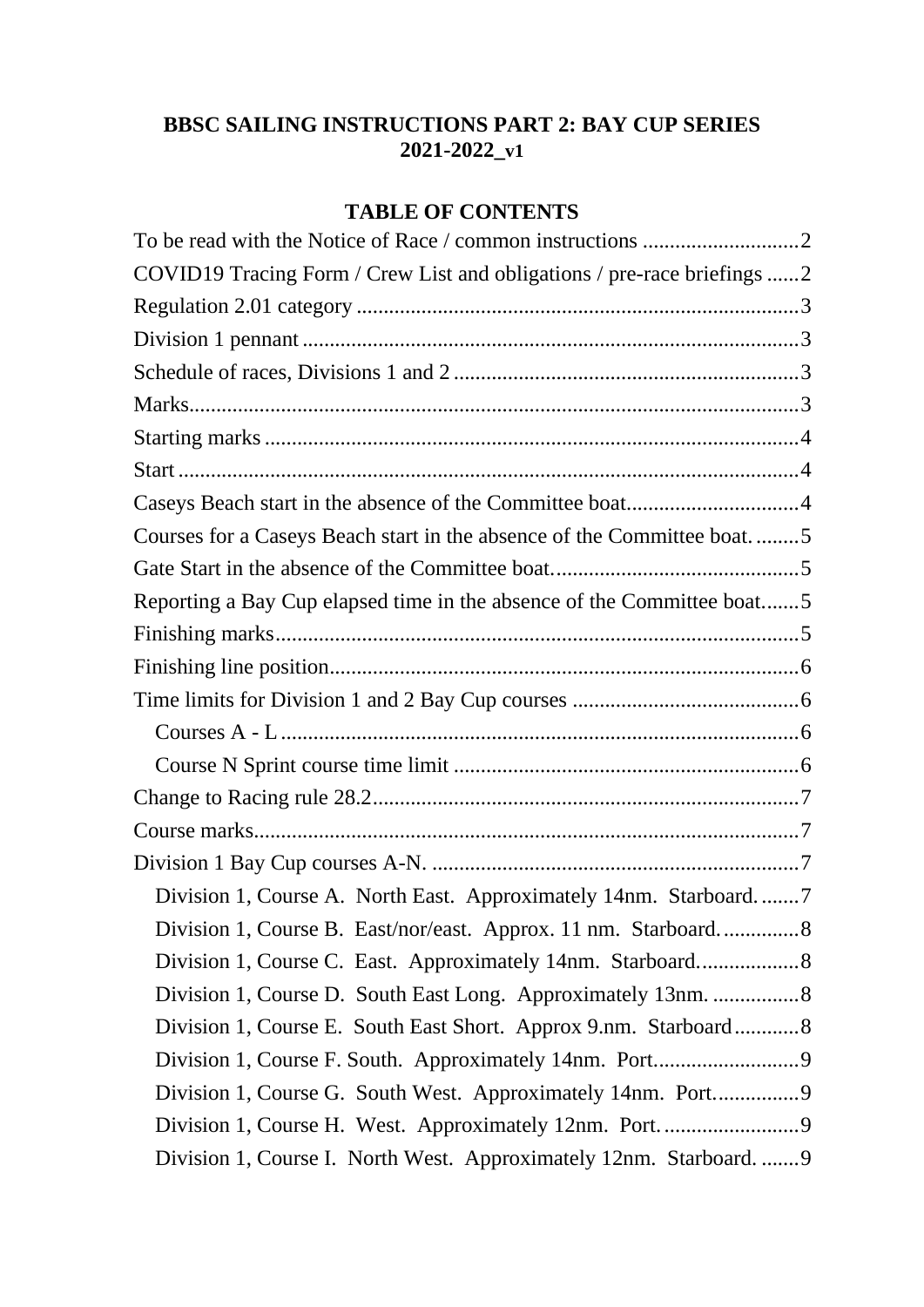# BBSC SAILING INSTRUCTIONS PART 2: BAY CUP SERIES 2021-2022_v1

## TABLE OF CONTENTS

To be read with the Notice of Race / common instructions ............................2
COVID19 Tracing Form / Crew List and obligations / pre-race briefings ......2
Regulation 2.01 category .................................................................................3
Division 1 pennant ...........................................................................................3
Schedule of races, Divisions 1 and 2 ................................................................3
Marks................................................................................................................3
Starting marks ..................................................................................................4
Start ..................................................................................................................4
Caseys Beach start in the absence of the Committee boat................................4
Courses for a Caseys Beach start in the absence of the Committee boat. ........5
Gate Start in the absence of the Committee boat.............................................5
Reporting a Bay Cup elapsed time in the absence of the Committee boat.......5
Finishing marks................................................................................................5
Finishing line position......................................................................................6
Time limits for Division 1 and 2 Bay Cup courses ..........................................6
- Courses A - L ..............................................................................................6
- Course N Sprint course time limit ...............................................................6

Change to Racing rule 28.2..............................................................................7
Course marks....................................................................................................7
Division 1 Bay Cup courses A-N. ...................................................................7
- Division 1, Course A. North East. Approximately 14nm. Starboard. .......7
- Division 1, Course B. East/nor/east. Approx. 11 nm. Starboard. ..............8
- Division 1, Course C. East. Approximately 14nm. Starboard. ..................8
- Division 1, Course D. South East Long. Approximately 13nm. ................8
- Division 1, Course E. South East Short. Approx 9.nm. Starboard............8
- Division 1, Course F. South. Approximately 14nm. Port...........................9
- Division 1, Course G. South West. Approximately 14nm. Port................9
- Division 1, Course H. West. Approximately 12nm. Port. .........................9
- Division 1, Course I. North West. Approximately 12nm. Starboard. .......9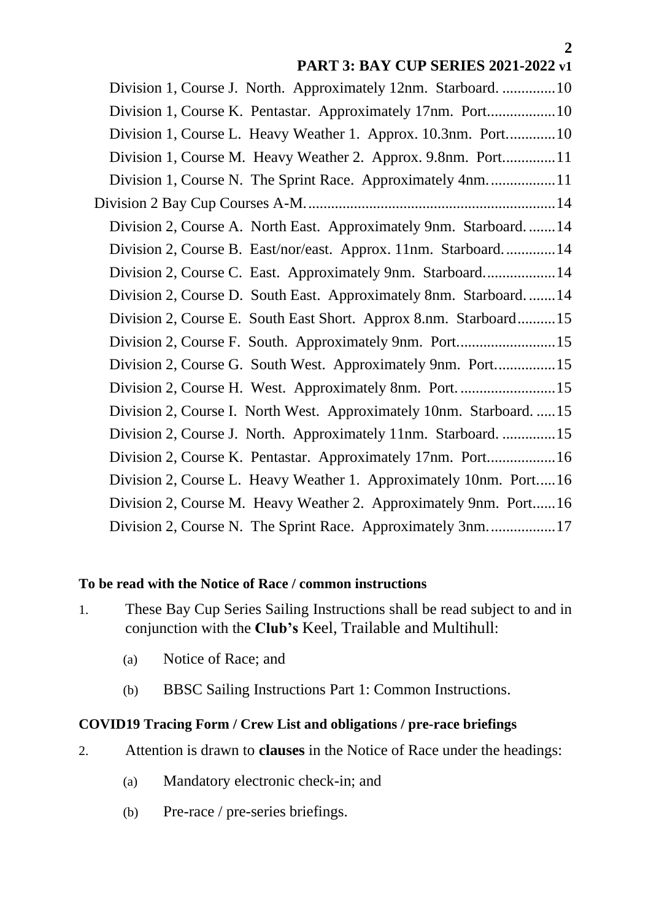Division 1, Course J. North. Approximately 12nm. Starboard. ..............10

Division 1, Course K. Pentastar. Approximately 17nm. Port..................10

Division 1, Course L. Heavy Weather 1. Approx. 10.3nm. Port.............10

Division 1, Course M. Heavy Weather 2. Approx. 9.8nm. Port..............11

Division 1, Course N. The Sprint Race. Approximately 4nm..................11

Division 2 Bay Cup Courses A-M.................................................................14

Division 2, Course A. North East. Approximately 9nm. Starboard. .......14

Division 2, Course B. East/nor/east. Approx. 11nm. Starboard..............14

Division 2, Course C. East. Approximately 9nm. Starboard...................14

Division 2, Course D. South East. Approximately 8nm. Starboard. .......14

Division 2, Course E. South East Short. Approx 8.nm. Starboard..........15

Division 2, Course F. South. Approximately 9nm. Port..........................15

Division 2, Course G. South West. Approximately 9nm. Port................15

Division 2, Course H. West. Approximately 8nm. Port. .........................15

Division 2, Course I. North West. Approximately 10nm. Starboard. .....15

Division 2, Course J. North. Approximately 11nm. Starboard. ..............15

Division 2, Course K. Pentastar. Approximately 17nm. Port..................16

Division 2, Course L. Heavy Weather 1. Approximately 10nm. Port.....16

Division 2, Course M. Heavy Weather 2. Approximately 9nm. Port......16

Division 2, Course N. The Sprint Race. Approximately 3nm..................17

**To be read with the Notice of Race / common instructions**

1. These Bay Cup Series Sailing Instructions shall be read subject to and in conjunction with the **Club's** Keel, Trailable and Multihull:

   (a) Notice of Race; and

   (b) BBSC Sailing Instructions Part 1: Common Instructions.

**COVID19 Tracing Form / Crew List and obligations / pre-race briefings**

2. Attention is drawn to **clauses** in the Notice of Race under the headings:

   (a) Mandatory electronic check-in; and

   (b) Pre-race / pre-series briefings.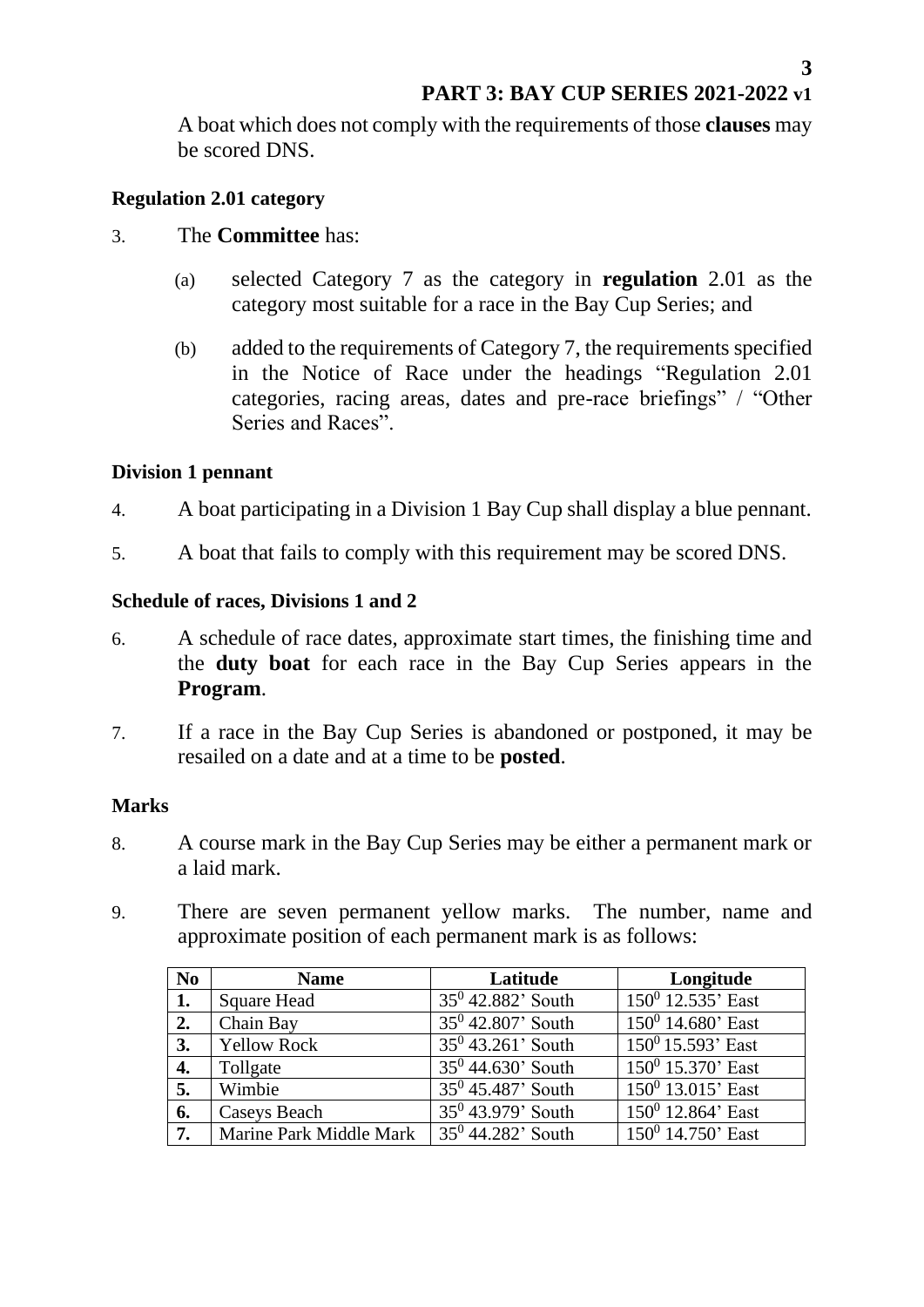A boat which does not comply with the requirements of those **clauses** may be scored DNS.

**Regulation 2.01 category**

3. The **Committee** has:

   (a) selected Category 7 as the category in **regulation** 2.01 as the category most suitable for a race in the Bay Cup Series; and

   (b) added to the requirements of Category 7, the requirements specified in the Notice of Race under the headings "Regulation 2.01 categories, racing areas, dates and pre-race briefings" / "Other Series and Races".

**Division 1 pennant**

4. A boat participating in a Division 1 Bay Cup shall display a blue pennant.

5. A boat that fails to comply with this requirement may be scored DNS.

**Schedule of races, Divisions 1 and 2**

6. A schedule of race dates, approximate start times, the finishing time and the **duty boat** for each race in the Bay Cup Series appears in the **Program**.

7. If a race in the Bay Cup Series is abandoned or postponed, it may be resailed on a date and at a time to be **posted**.

**Marks**

8. A course mark in the Bay Cup Series may be either a permanent mark or a laid mark.

9. There are seven permanent yellow marks. The number, name and approximate position of each permanent mark is as follows:

| No | Name | Latitude | Longitude |
|---|---|---|---|
| **1.** | Square Head | $35^0$ 42.882' South | $150^0$ 12.535' East |
| **2.** | Chain Bay | $35^0$ 42.807' South | $150^0$ 14.680' East |
| **3.** | Yellow Rock | $35^0$ 43.261' South | $150^0$ 15.593' East |
| **4.** | Tollgate | $35^0$ 44.630' South | $150^0$ 15.370' East |
| **5.** | Wimbie | $35^0$ 45.487' South | $150^0$ 13.015' East |
| **6.** | Caseys Beach | $35^0$ 43.979' South | $150^0$ 12.864' East |
| **7.** | Marine Park Middle Mark | $35^0$ 44.282' South | $150^0$ 14.750' East |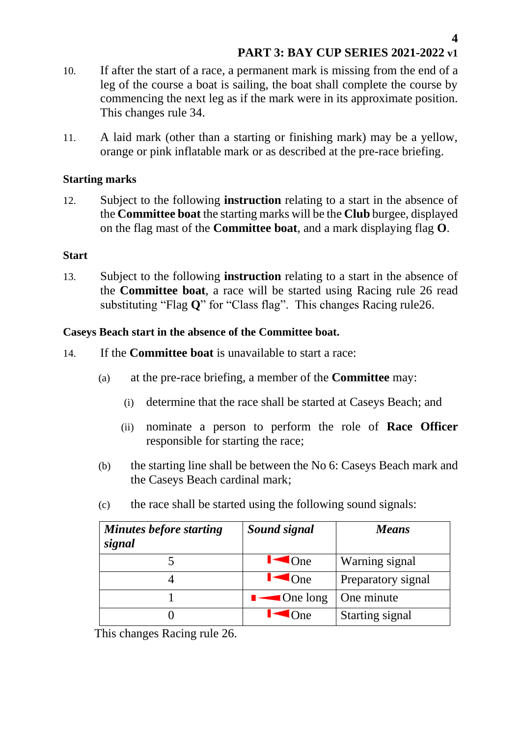10. If after the start of a race, a permanent mark is missing from the end of a leg of the course a boat is sailing, the boat shall complete the course by commencing the next leg as if the mark were in its approximate position. This changes rule 34.

11. A laid mark (other than a starting or finishing mark) may be a yellow, orange or pink inflatable mark or as described at the pre-race briefing.

**Starting marks**

12. Subject to the following **instruction** relating to a start in the absence of the **Committee boat** the starting marks will be the **Club** burgee, displayed on the flag mast of the **Committee boat**, and a mark displaying flag **O**.

**Start**

13. Subject to the following **instruction** relating to a start in the absence of the **Committee boat**, a race will be started using Racing rule 26 read substituting "Flag **Q**" for "Class flag". This changes Racing rule26.

**Caseys Beach start in the absence of the Committee boat.**

14. If the **Committee boat** is unavailable to start a race:

    (a) at the pre-race briefing, a member of the **Committee** may:

        (i) determine that the race shall be started at Caseys Beach; and

        (ii) nominate a person to perform the role of **Race Officer** responsible for starting the race;

    (b) the starting line shall be between the No 6: Caseys Beach mark and the Caseys Beach cardinal mark;

    (c) the race shall be started using the following sound signals:

| ***Minutes before starting signal*** | ***Sound signal*** | ***Means*** |
|---|---|---|
| 5 | One | Warning signal |
| 4 | One | Preparatory signal |
| 1 | One long | One minute |
| 0 | One | Starting signal |

This changes Racing rule 26.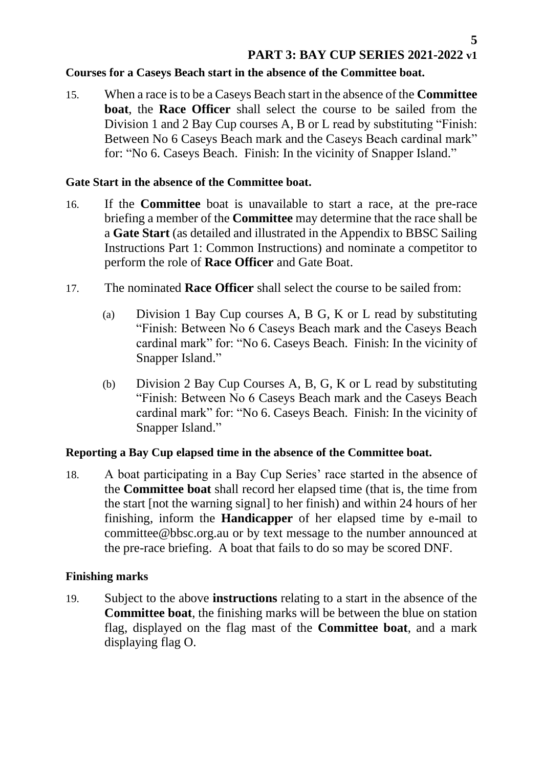**Courses for a Caseys Beach start in the absence of the Committee boat.**

15. When a race is to be a Caseys Beach start in the absence of the **Committee boat**, the **Race Officer** shall select the course to be sailed from the Division 1 and 2 Bay Cup courses A, B or L read by substituting "Finish: Between No 6 Caseys Beach mark and the Caseys Beach cardinal mark" for: "No 6. Caseys Beach. Finish: In the vicinity of Snapper Island."

**Gate Start in the absence of the Committee boat.**

16. If the **Committee** boat is unavailable to start a race, at the pre-race briefing a member of the **Committee** may determine that the race shall be a **Gate Start** (as detailed and illustrated in the Appendix to BBSC Sailing Instructions Part 1: Common Instructions) and nominate a competitor to perform the role of **Race Officer** and Gate Boat.

17. The nominated **Race Officer** shall select the course to be sailed from:

    (a) Division 1 Bay Cup courses A, B G, K or L read by substituting "Finish: Between No 6 Caseys Beach mark and the Caseys Beach cardinal mark" for: "No 6. Caseys Beach. Finish: In the vicinity of Snapper Island."

    (b) Division 2 Bay Cup Courses A, B, G, K or L read by substituting "Finish: Between No 6 Caseys Beach mark and the Caseys Beach cardinal mark" for: "No 6. Caseys Beach. Finish: In the vicinity of Snapper Island."

**Reporting a Bay Cup elapsed time in the absence of the Committee boat.**

18. A boat participating in a Bay Cup Series' race started in the absence of the **Committee boat** shall record her elapsed time (that is, the time from the start [not the warning signal] to her finish) and within 24 hours of her finishing, inform the **Handicapper** of her elapsed time by e-mail to committee@bbsc.org.au or by text message to the number announced at the pre-race briefing. A boat that fails to do so may be scored DNF.

**Finishing marks**

19. Subject to the above **instructions** relating to a start in the absence of the **Committee boat**, the finishing marks will be between the blue on station flag, displayed on the flag mast of the **Committee boat**, and a mark displaying flag O.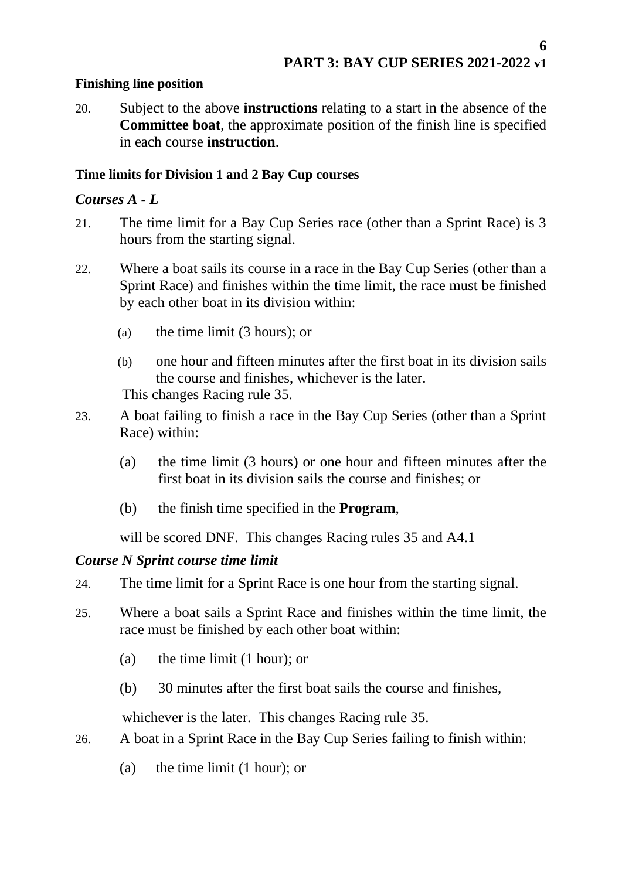### Finishing line position

20. Subject to the above **instructions** relating to a start in the absence of the **Committee boat**, the approximate position of the finish line is specified in each course **instruction**.

### Time limits for Division 1 and 2 Bay Cup courses

*Courses A - L*

21. The time limit for a Bay Cup Series race (other than a Sprint Race) is 3 hours from the starting signal.

22. Where a boat sails its course in a race in the Bay Cup Series (other than a Sprint Race) and finishes within the time limit, the race must be finished by each other boat in its division within:

    (a) the time limit (3 hours); or

    (b) one hour and fifteen minutes after the first boat in its division sails the course and finishes, whichever is the later.

    This changes Racing rule 35.

23. A boat failing to finish a race in the Bay Cup Series (other than a Sprint Race) within:

    (a) the time limit (3 hours) or one hour and fifteen minutes after the first boat in its division sails the course and finishes; or

    (b) the finish time specified in the **Program**,

    will be scored DNF. This changes Racing rules 35 and A4.1

*Course N Sprint course time limit*

24. The time limit for a Sprint Race is one hour from the starting signal.

25. Where a boat sails a Sprint Race and finishes within the time limit, the race must be finished by each other boat within:

    (a) the time limit (1 hour); or

    (b) 30 minutes after the first boat sails the course and finishes,

    whichever is the later. This changes Racing rule 35.

26. A boat in a Sprint Race in the Bay Cup Series failing to finish within:

    (a) the time limit (1 hour); or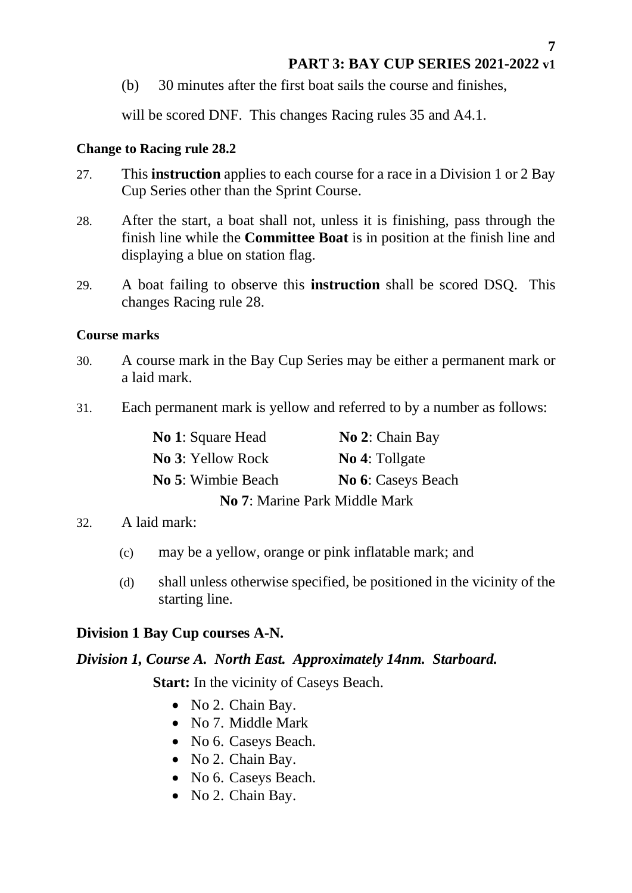(b) 30 minutes after the first boat sails the course and finishes,

will be scored DNF. This changes Racing rules 35 and A4.1.

**Change to Racing rule 28.2**

27. This **instruction** applies to each course for a race in a Division 1 or 2 Bay Cup Series other than the Sprint Course.

28. After the start, a boat shall not, unless it is finishing, pass through the finish line while the **Committee Boat** is in position at the finish line and displaying a blue on station flag.

29. A boat failing to observe this **instruction** shall be scored DSQ. This changes Racing rule 28.

**Course marks**

30. A course mark in the Bay Cup Series may be either a permanent mark or a laid mark.

31. Each permanent mark is yellow and referred to by a number as follows:

| | |
|---|---|
| **No 1**: Square Head | **No 2**: Chain Bay |
| **No 3**: Yellow Rock | **No 4**: Tollgate |
| **No 5**: Wimbie Beach | **No 6**: Caseys Beach |
| **No 7**: Marine Park Middle Mark | |

32. A laid mark:

    (c) may be a yellow, orange or pink inflatable mark; and

    (d) shall unless otherwise specified, be positioned in the vicinity of the starting line.

## Division 1 Bay Cup courses A-N.

### *Division 1, Course A. North East. Approximately 14nm. Starboard.*

**Start:** In the vicinity of Caseys Beach.

- No 2. Chain Bay.
- No 7. Middle Mark
- No 6. Caseys Beach.
- No 2. Chain Bay.
- No 6. Caseys Beach.
- No 2. Chain Bay.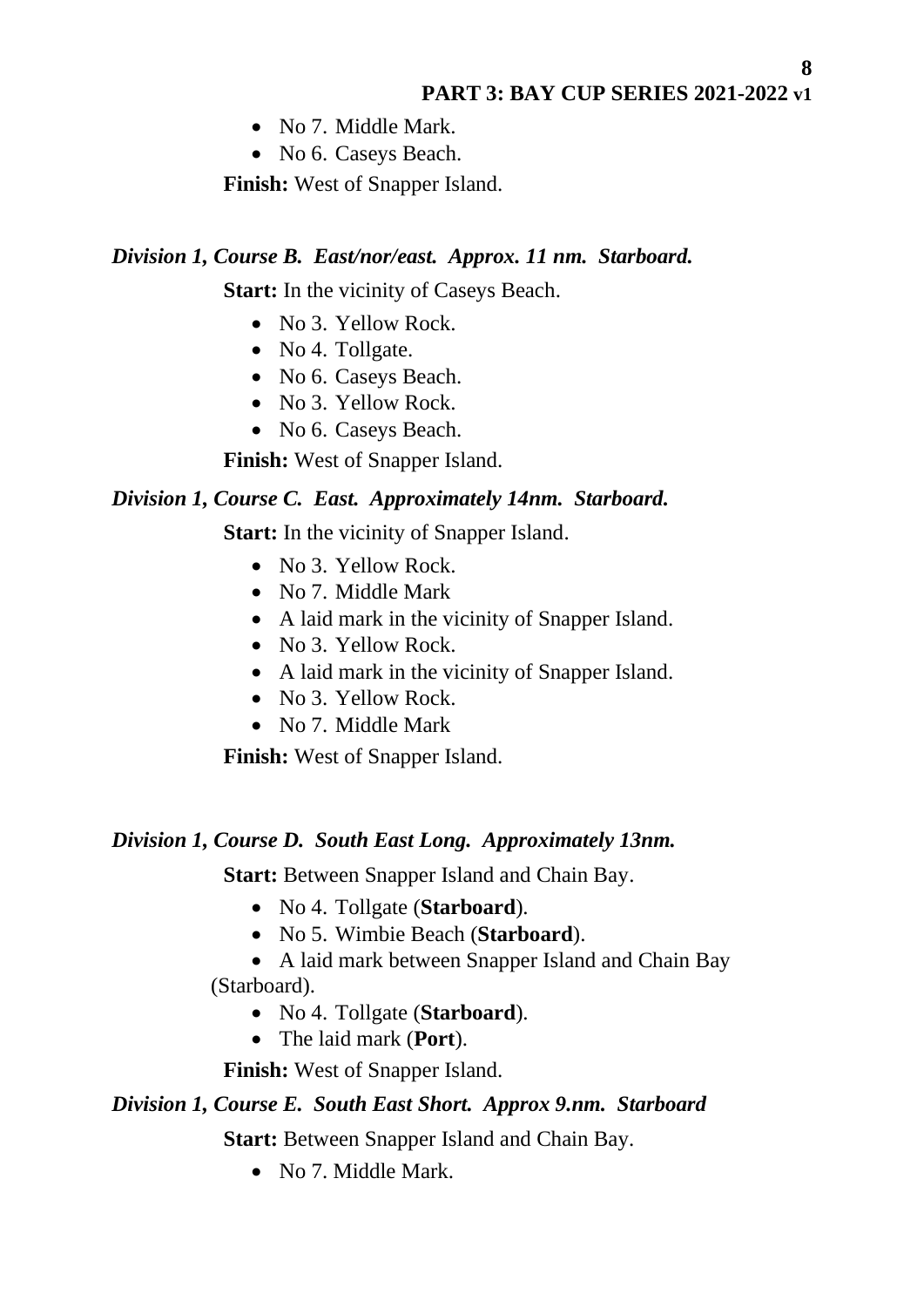- No 7. Middle Mark.
- No 6. Caseys Beach.

**Finish:** West of Snapper Island.

***Division 1, Course B. East/nor/east. Approx. 11 nm. Starboard.***

**Start:** In the vicinity of Caseys Beach.

- No 3. Yellow Rock.
- No 4. Tollgate.
- No 6. Caseys Beach.
- No 3. Yellow Rock.
- No 6. Caseys Beach.

**Finish:** West of Snapper Island.

***Division 1, Course C. East. Approximately 14nm. Starboard.***

**Start:** In the vicinity of Snapper Island.

- No 3. Yellow Rock.
- No 7. Middle Mark
- A laid mark in the vicinity of Snapper Island.
- No 3. Yellow Rock.
- A laid mark in the vicinity of Snapper Island.
- No 3. Yellow Rock.
- No 7. Middle Mark

**Finish:** West of Snapper Island.

***Division 1, Course D. South East Long. Approximately 13nm.***

**Start:** Between Snapper Island and Chain Bay.

- No 4. Tollgate (**Starboard**).
- No 5. Wimbie Beach (**Starboard**).
- A laid mark between Snapper Island and Chain Bay (Starboard).
- No 4. Tollgate (**Starboard**).
- The laid mark (**Port**).

**Finish:** West of Snapper Island.

***Division 1, Course E. South East Short. Approx 9.nm. Starboard***

**Start:** Between Snapper Island and Chain Bay.

- No 7. Middle Mark.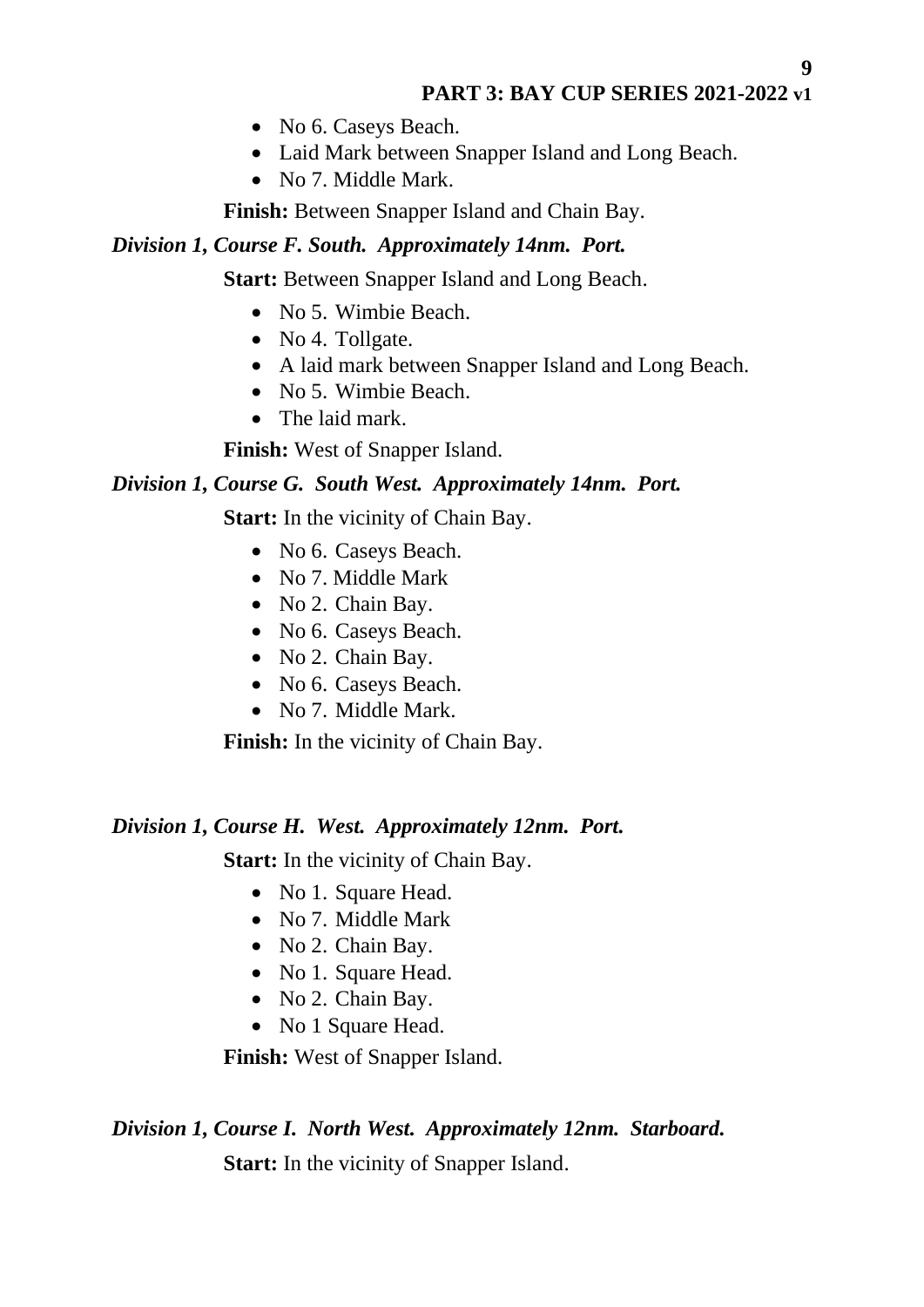- No 6. Caseys Beach.
- Laid Mark between Snapper Island and Long Beach.
- No 7. Middle Mark.

**Finish:** Between Snapper Island and Chain Bay.

### *Division 1, Course F. South. Approximately 14nm. Port.*

**Start:** Between Snapper Island and Long Beach.

- No 5. Wimbie Beach.
- No 4. Tollgate.
- A laid mark between Snapper Island and Long Beach.
- No 5. Wimbie Beach.
- The laid mark.

**Finish:** West of Snapper Island.

### *Division 1, Course G. South West. Approximately 14nm. Port.*

**Start:** In the vicinity of Chain Bay.

- No 6. Caseys Beach.
- No 7. Middle Mark
- No 2. Chain Bay.
- No 6. Caseys Beach.
- No 2. Chain Bay.
- No 6. Caseys Beach.
- No 7. Middle Mark.

**Finish:** In the vicinity of Chain Bay.

### *Division 1, Course H. West. Approximately 12nm. Port.*

**Start:** In the vicinity of Chain Bay.

- No 1. Square Head.
- No 7. Middle Mark
- No 2. Chain Bay.
- No 1. Square Head.
- No 2. Chain Bay.
- No 1 Square Head.

**Finish:** West of Snapper Island.

### *Division 1, Course I. North West. Approximately 12nm. Starboard.*

**Start:** In the vicinity of Snapper Island.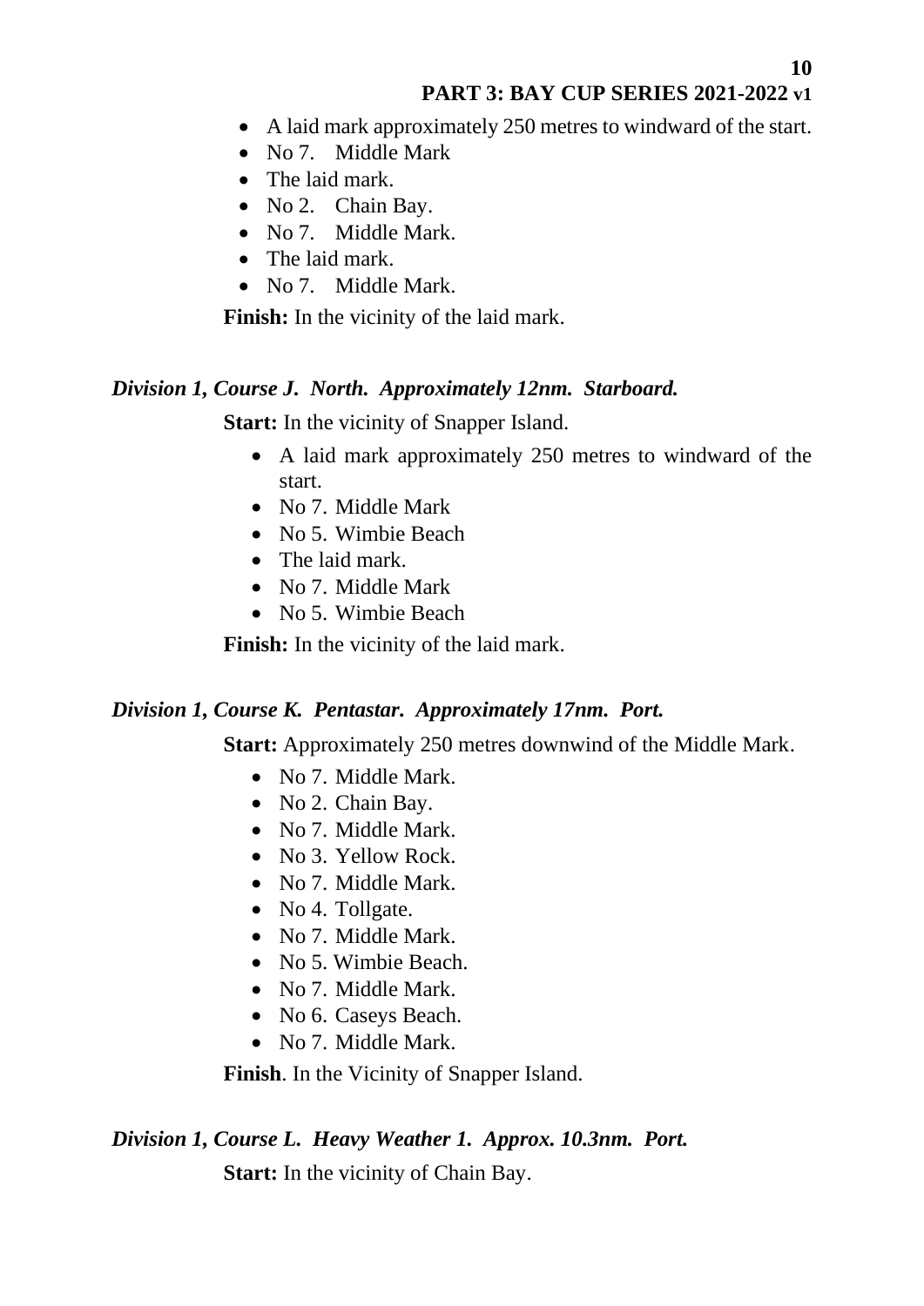- A laid mark approximately 250 metres to windward of the start.
- No 7. Middle Mark
- The laid mark.
- No 2. Chain Bay.
- No 7. Middle Mark.
- The laid mark.
- No 7. Middle Mark.

**Finish:** In the vicinity of the laid mark.

### *Division 1, Course J. North. Approximately 12nm. Starboard.*

**Start:** In the vicinity of Snapper Island.

- A laid mark approximately 250 metres to windward of the start.
- No 7. Middle Mark
- No 5. Wimbie Beach
- The laid mark.
- No 7. Middle Mark
- No 5. Wimbie Beach

**Finish:** In the vicinity of the laid mark.

### *Division 1, Course K. Pentastar. Approximately 17nm. Port.*

**Start:** Approximately 250 metres downwind of the Middle Mark.

- No 7. Middle Mark.
- No 2. Chain Bay.
- No 7. Middle Mark.
- No 3. Yellow Rock.
- No 7. Middle Mark.
- No 4. Tollgate.
- No 7. Middle Mark.
- No 5. Wimbie Beach.
- No 7. Middle Mark.
- No 6. Caseys Beach.
- No 7. Middle Mark.

**Finish**. In the Vicinity of Snapper Island.

### *Division 1, Course L. Heavy Weather 1. Approx. 10.3nm. Port.*

**Start:** In the vicinity of Chain Bay.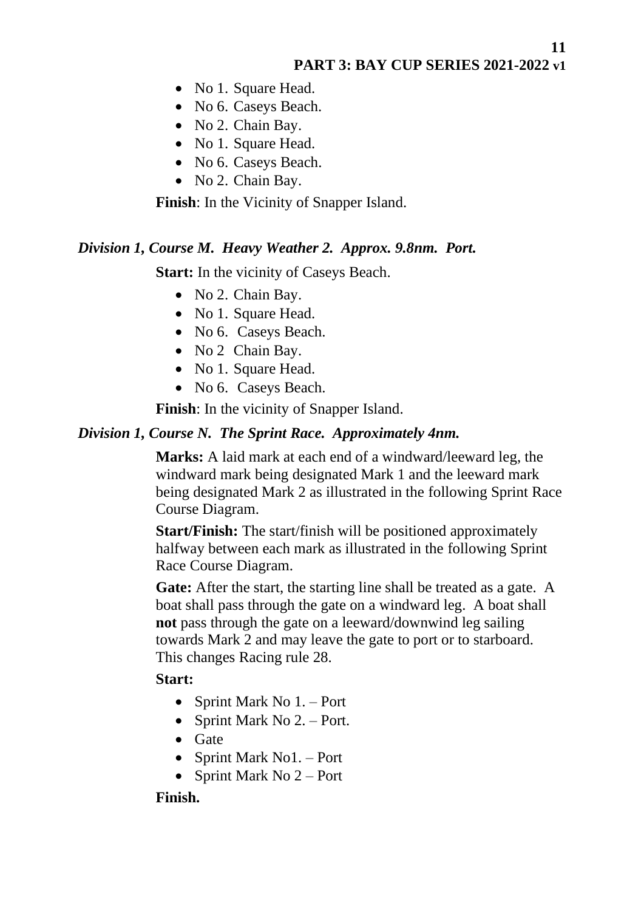- No 1. Square Head.
- No 6. Caseys Beach.
- No 2. Chain Bay.
- No 1. Square Head.
- No 6. Caseys Beach.
- No 2. Chain Bay.

**Finish**: In the Vicinity of Snapper Island.

### *Division 1, Course M. Heavy Weather 2. Approx. 9.8nm. Port.*

**Start:** In the vicinity of Caseys Beach.

- No 2. Chain Bay.
- No 1. Square Head.
- No 6. Caseys Beach.
- No 2 Chain Bay.
- No 1. Square Head.
- No 6. Caseys Beach.

**Finish**: In the vicinity of Snapper Island.

### *Division 1, Course N. The Sprint Race. Approximately 4nm.*

**Marks:** A laid mark at each end of a windward/leeward leg, the windward mark being designated Mark 1 and the leeward mark being designated Mark 2 as illustrated in the following Sprint Race Course Diagram.

**Start/Finish:** The start/finish will be positioned approximately halfway between each mark as illustrated in the following Sprint Race Course Diagram.

**Gate:** After the start, the starting line shall be treated as a gate. A boat shall pass through the gate on a windward leg. A boat shall **not** pass through the gate on a leeward/downwind leg sailing towards Mark 2 and may leave the gate to port or to starboard. This changes Racing rule 28.

**Start:**

- Sprint Mark No 1. – Port
- Sprint Mark No 2. – Port.
- Gate
- Sprint Mark No1. – Port
- Sprint Mark No 2 – Port

**Finish.**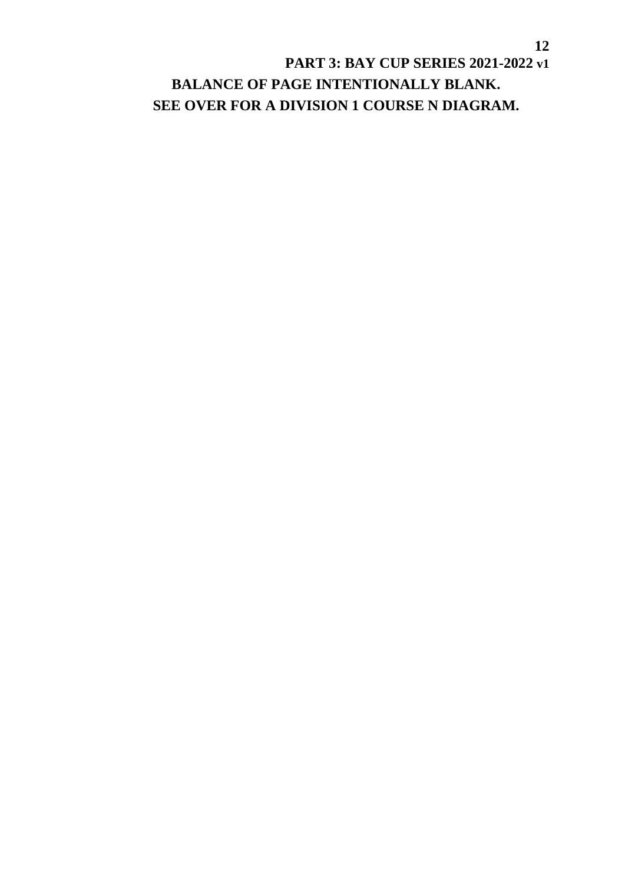**BALANCE OF PAGE INTENTIONALLY BLANK.**

**SEE OVER FOR A DIVISION 1 COURSE N DIAGRAM.**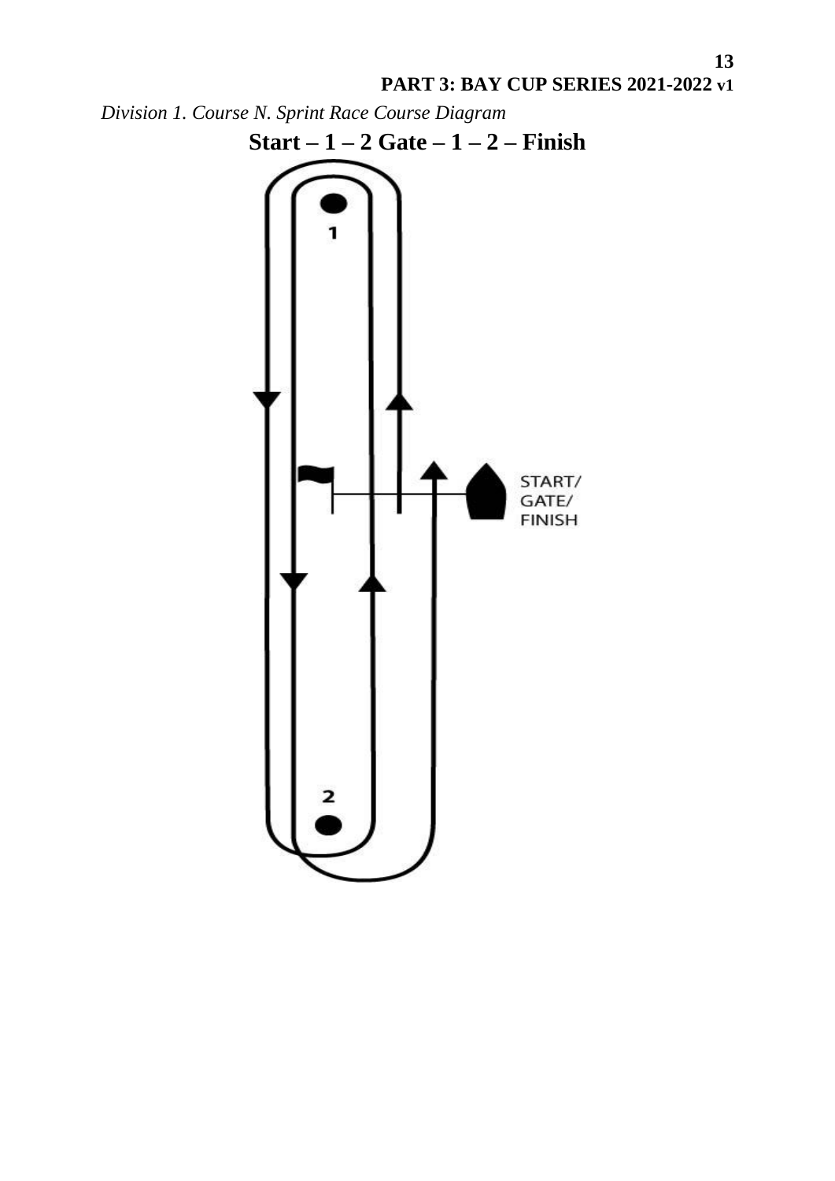*Division 1. Course N. Sprint Race Course Diagram*

**Start – 1 – 2 Gate – 1 – 2 – Finish**

1

START/
GATE/
FINISH

2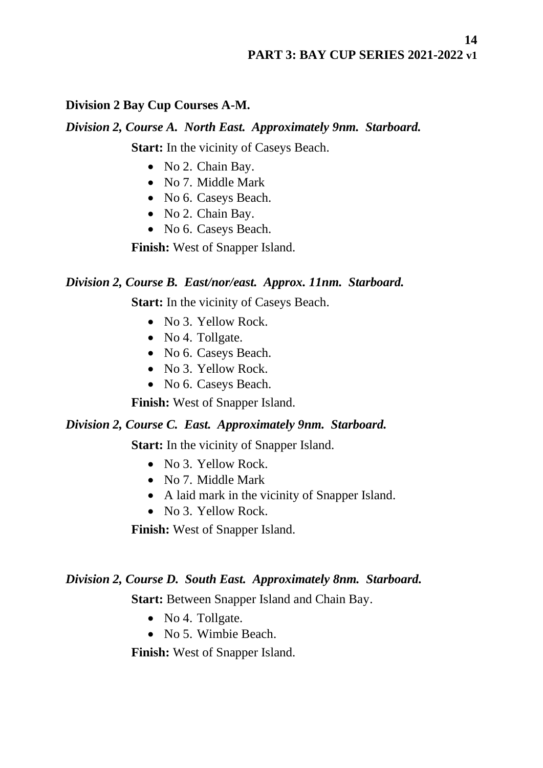**Division 2 Bay Cup Courses A-M.**

***Division 2, Course A. North East. Approximately 9nm. Starboard.***

**Start:** In the vicinity of Caseys Beach.

- No 2. Chain Bay.
- No 7. Middle Mark
- No 6. Caseys Beach.
- No 2. Chain Bay.
- No 6. Caseys Beach.

**Finish:** West of Snapper Island.

***Division 2, Course B. East/nor/east. Approx. 11nm. Starboard.***

**Start:** In the vicinity of Caseys Beach.

- No 3. Yellow Rock.
- No 4. Tollgate.
- No 6. Caseys Beach.
- No 3. Yellow Rock.
- No 6. Caseys Beach.

**Finish:** West of Snapper Island.

***Division 2, Course C. East. Approximately 9nm. Starboard.***

**Start:** In the vicinity of Snapper Island.

- No 3. Yellow Rock.
- No 7. Middle Mark
- A laid mark in the vicinity of Snapper Island.
- No 3. Yellow Rock.

**Finish:** West of Snapper Island.

***Division 2, Course D. South East. Approximately 8nm. Starboard.***

**Start:** Between Snapper Island and Chain Bay.

- No 4. Tollgate.
- No 5. Wimbie Beach.

**Finish:** West of Snapper Island.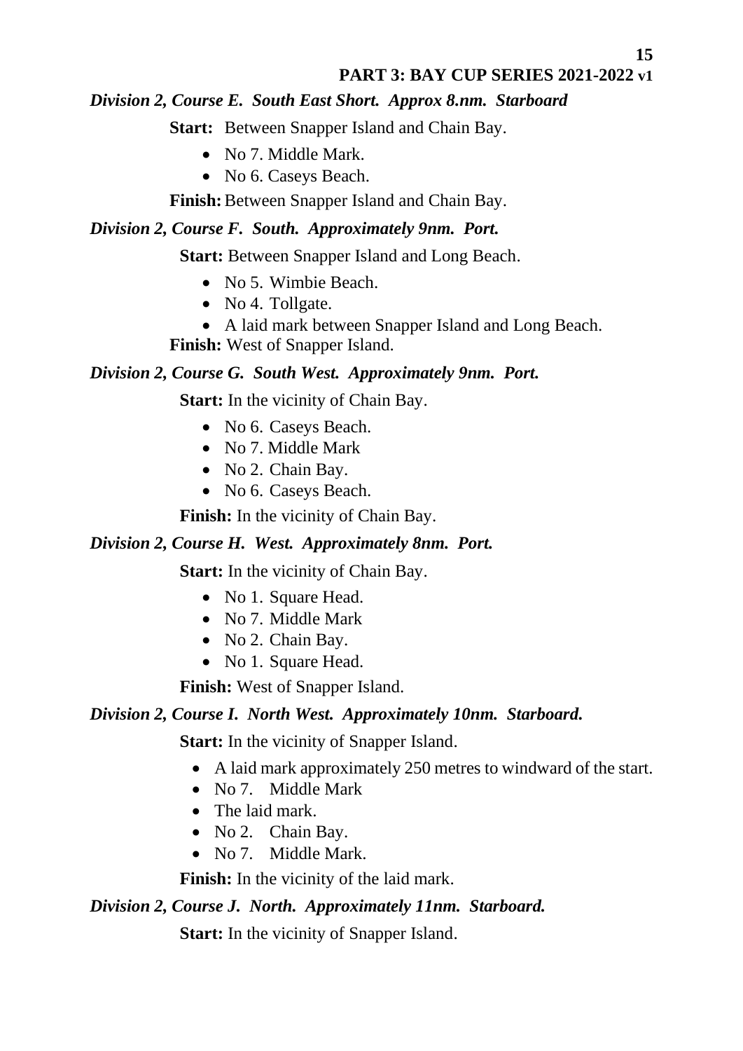*Division 2, Course E.  South East Short.  Approx 8.nm.  Starboard*

**Start:** Between Snapper Island and Chain Bay.

- No 7. Middle Mark.
- No 6. Caseys Beach.

**Finish:** Between Snapper Island and Chain Bay.

*Division 2, Course F.  South.  Approximately 9nm.  Port.*

**Start:** Between Snapper Island and Long Beach.

- No 5. Wimbie Beach.
- No 4. Tollgate.
- A laid mark between Snapper Island and Long Beach.

**Finish:** West of Snapper Island.

*Division 2, Course G.  South West.  Approximately 9nm.  Port.*

**Start:** In the vicinity of Chain Bay.

- No 6. Caseys Beach.
- No 7. Middle Mark
- No 2. Chain Bay.
- No 6. Caseys Beach.

**Finish:** In the vicinity of Chain Bay.

*Division 2, Course H.  West.  Approximately 8nm.  Port.*

**Start:** In the vicinity of Chain Bay.

- No 1. Square Head.
- No 7. Middle Mark
- No 2. Chain Bay.
- No 1. Square Head.

**Finish:** West of Snapper Island.

*Division 2, Course I.  North West.  Approximately 10nm.  Starboard.*

**Start:** In the vicinity of Snapper Island.

- A laid mark approximately 250 metres to windward of the start.
- No 7.  Middle Mark
- The laid mark.
- No 2.  Chain Bay.
- No 7.  Middle Mark.

**Finish:** In the vicinity of the laid mark.

*Division 2, Course J.  North.  Approximately 11nm.  Starboard.*

**Start:** In the vicinity of Snapper Island.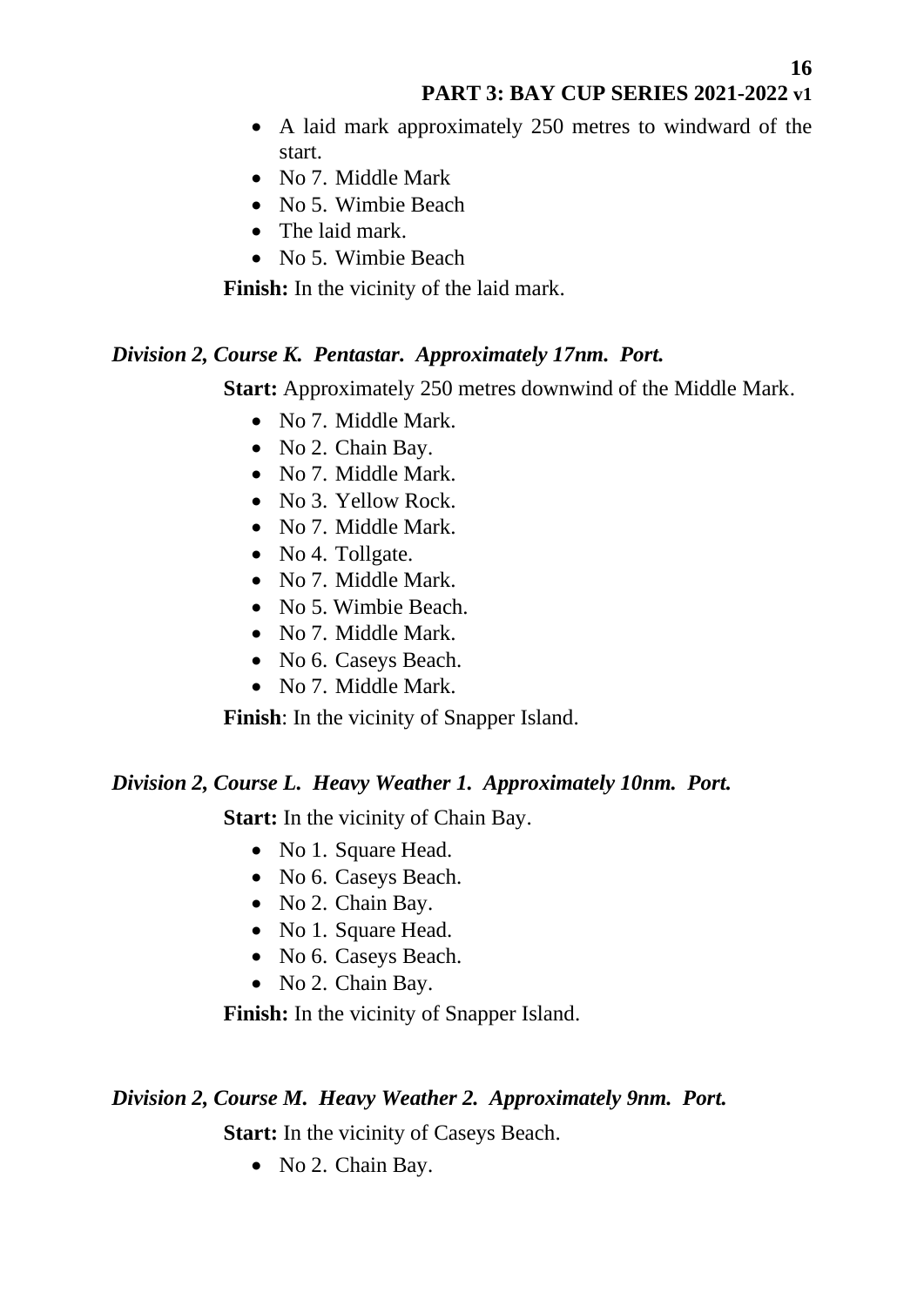- A laid mark approximately 250 metres to windward of the start.
- No 7. Middle Mark
- No 5. Wimbie Beach
- The laid mark.
- No 5. Wimbie Beach

**Finish:** In the vicinity of the laid mark.

### *Division 2, Course K. Pentastar. Approximately 17nm. Port.*

**Start:** Approximately 250 metres downwind of the Middle Mark.

- No 7. Middle Mark.
- No 2. Chain Bay.
- No 7. Middle Mark.
- No 3. Yellow Rock.
- No 7. Middle Mark.
- No 4. Tollgate.
- No 7. Middle Mark.
- No 5. Wimbie Beach.
- No 7. Middle Mark.
- No 6. Caseys Beach.
- No 7. Middle Mark.

**Finish**: In the vicinity of Snapper Island.

### *Division 2, Course L. Heavy Weather 1. Approximately 10nm. Port.*

**Start:** In the vicinity of Chain Bay.

- No 1. Square Head.
- No 6. Caseys Beach.
- No 2. Chain Bay.
- No 1. Square Head.
- No 6. Caseys Beach.
- No 2. Chain Bay.

**Finish:** In the vicinity of Snapper Island.

### *Division 2, Course M. Heavy Weather 2. Approximately 9nm. Port.*

**Start:** In the vicinity of Caseys Beach.

- No 2. Chain Bay.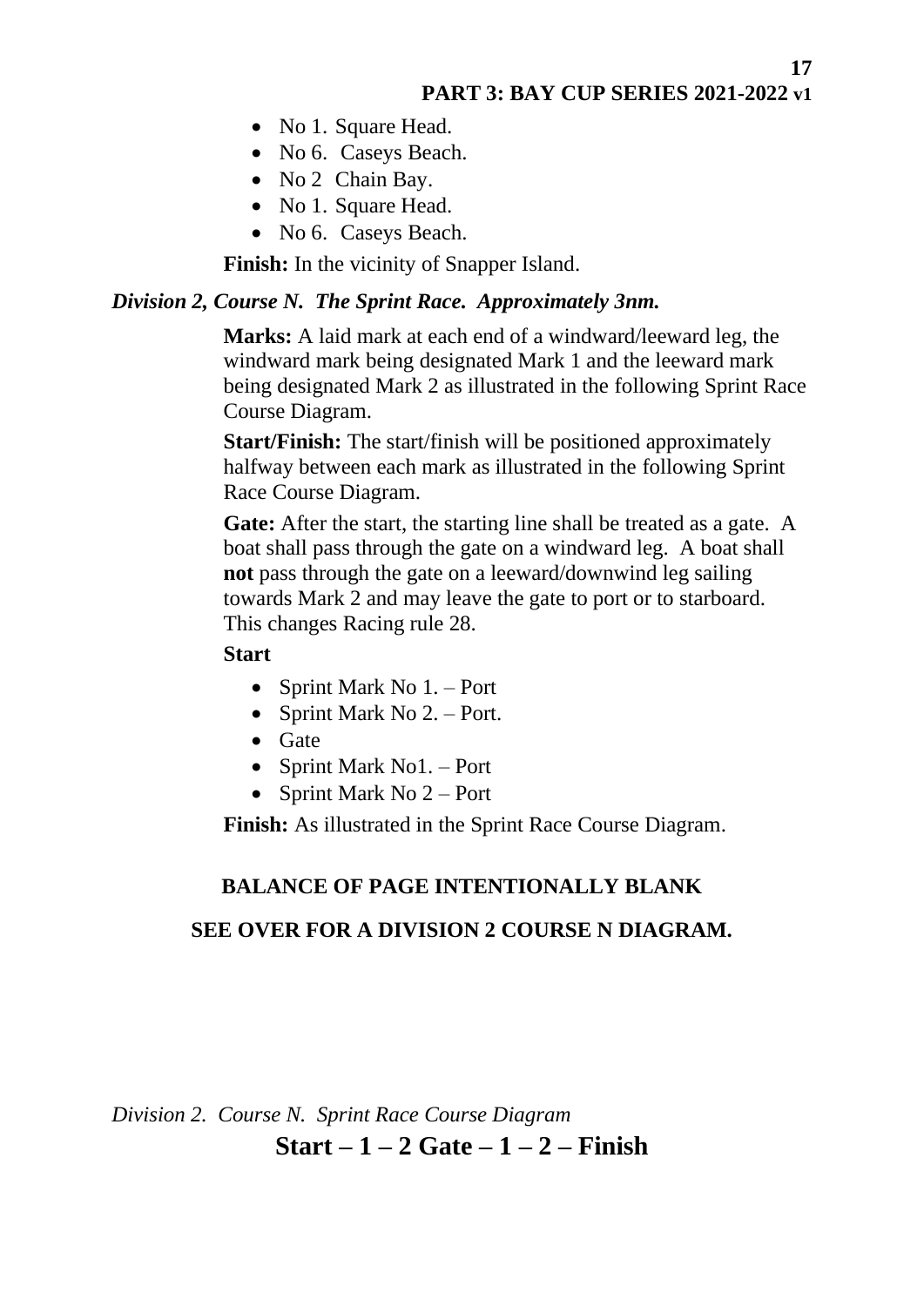- No 1. Square Head.
- No 6. Caseys Beach.
- No 2 Chain Bay.
- No 1. Square Head.
- No 6. Caseys Beach.

**Finish:** In the vicinity of Snapper Island.

### *Division 2, Course N. The Sprint Race. Approximately 3nm.*

**Marks:** A laid mark at each end of a windward/leeward leg, the windward mark being designated Mark 1 and the leeward mark being designated Mark 2 as illustrated in the following Sprint Race Course Diagram.

**Start/Finish:** The start/finish will be positioned approximately halfway between each mark as illustrated in the following Sprint Race Course Diagram.

**Gate:** After the start, the starting line shall be treated as a gate. A boat shall pass through the gate on a windward leg. A boat shall **not** pass through the gate on a leeward/downwind leg sailing towards Mark 2 and may leave the gate to port or to starboard. This changes Racing rule 28.

**Start**

- Sprint Mark No 1. – Port
- Sprint Mark No 2. – Port.
- Gate
- Sprint Mark No1. – Port
- Sprint Mark No 2 – Port

**Finish:** As illustrated in the Sprint Race Course Diagram.

**BALANCE OF PAGE INTENTIONALLY BLANK**

**SEE OVER FOR A DIVISION 2 COURSE N DIAGRAM.**

*Division 2. Course N. Sprint Race Course Diagram*

**Start – 1 – 2 Gate – 1 – 2 – Finish**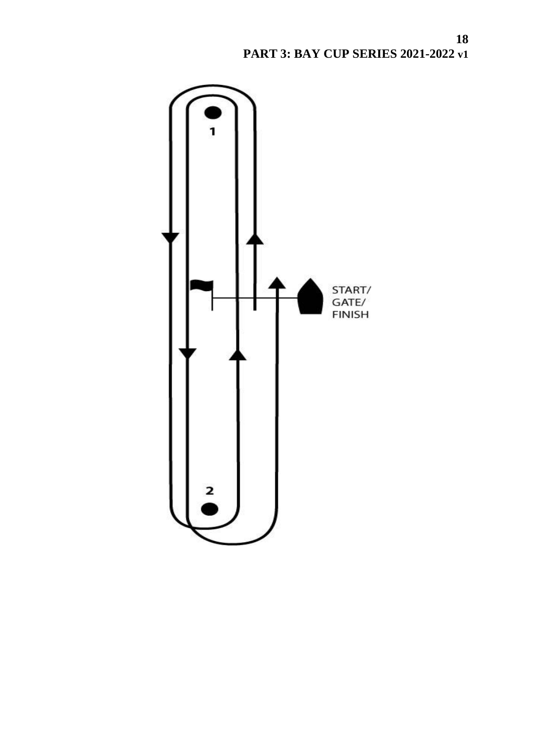1

2

START/
GATE/
FINISH